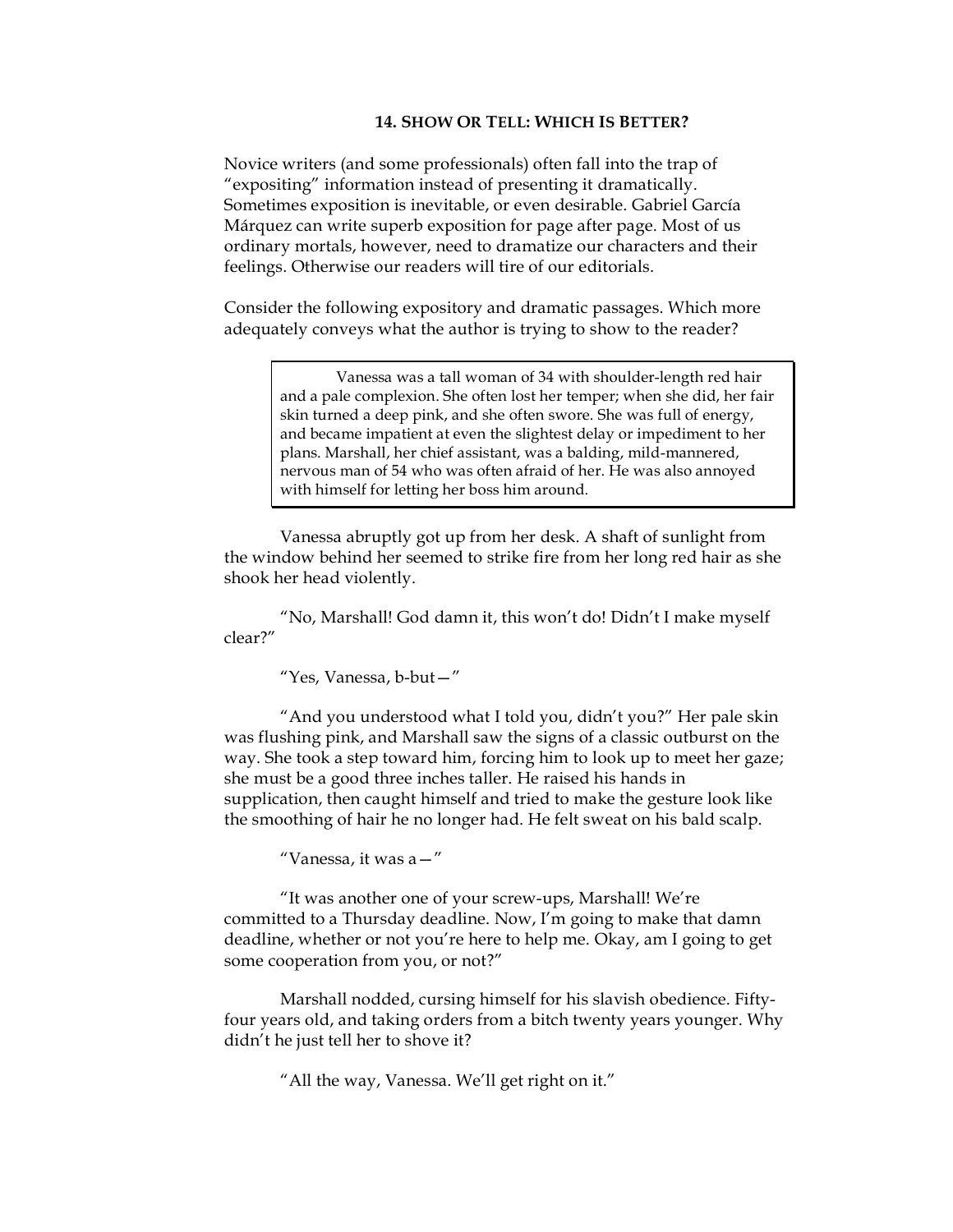## 14. Show Or Tell: Which Is Better?

Novice writers (and some professionals) often fall into the trap of "expositing" information instead of presenting it dramatically. Sometimes exposition is inevitable, or even desirable. Gabriel García Márquez can write superb exposition for page after page. Most of us ordinary mortals, however, need to dramatize our characters and their feelings. Otherwise our readers will tire of our editorials.

Consider the following expository and dramatic passages. Which more adequately conveys what the author is trying to show to the reader?

> Vanessa was a tall woman of 34 with shoulder-length red hair and a pale complexion. She often lost her temper; when she did, her fair skin turned a deep pink, and she often swore. She was full of energy, and became impatient at even the slightest delay or impediment to her plans. Marshall, her chief assistant, was a balding, mild-mannered, nervous man of 54 who was often afraid of her. He was also annoyed with himself for letting her boss him around.

Vanessa abruptly got up from her desk. A shaft of sunlight from the window behind her seemed to strike fire from her long red hair as she shook her head violently.

"No, Marshall! God damn it, this won't do! Didn't I make myself clear?"

"Yes, Vanessa, b-but—"

"And you understood what I told you, didn't you?" Her pale skin was flushing pink, and Marshall saw the signs of a classic outburst on the way. She took a step toward him, forcing him to look up to meet her gaze; she must be a good three inches taller. He raised his hands in supplication, then caught himself and tried to make the gesture look like the smoothing of hair he no longer had. He felt sweat on his bald scalp.

"Vanessa, it was a—"

"It was another one of your screw-ups, Marshall! We're committed to a Thursday deadline. Now, I'm going to make that damn deadline, whether or not you're here to help me. Okay, am I going to get some cooperation from you, or not?"

Marshall nodded, cursing himself for his slavish obedience. Fifty-four years old, and taking orders from a bitch twenty years younger. Why didn't he just tell her to shove it?

"All the way, Vanessa. We'll get right on it."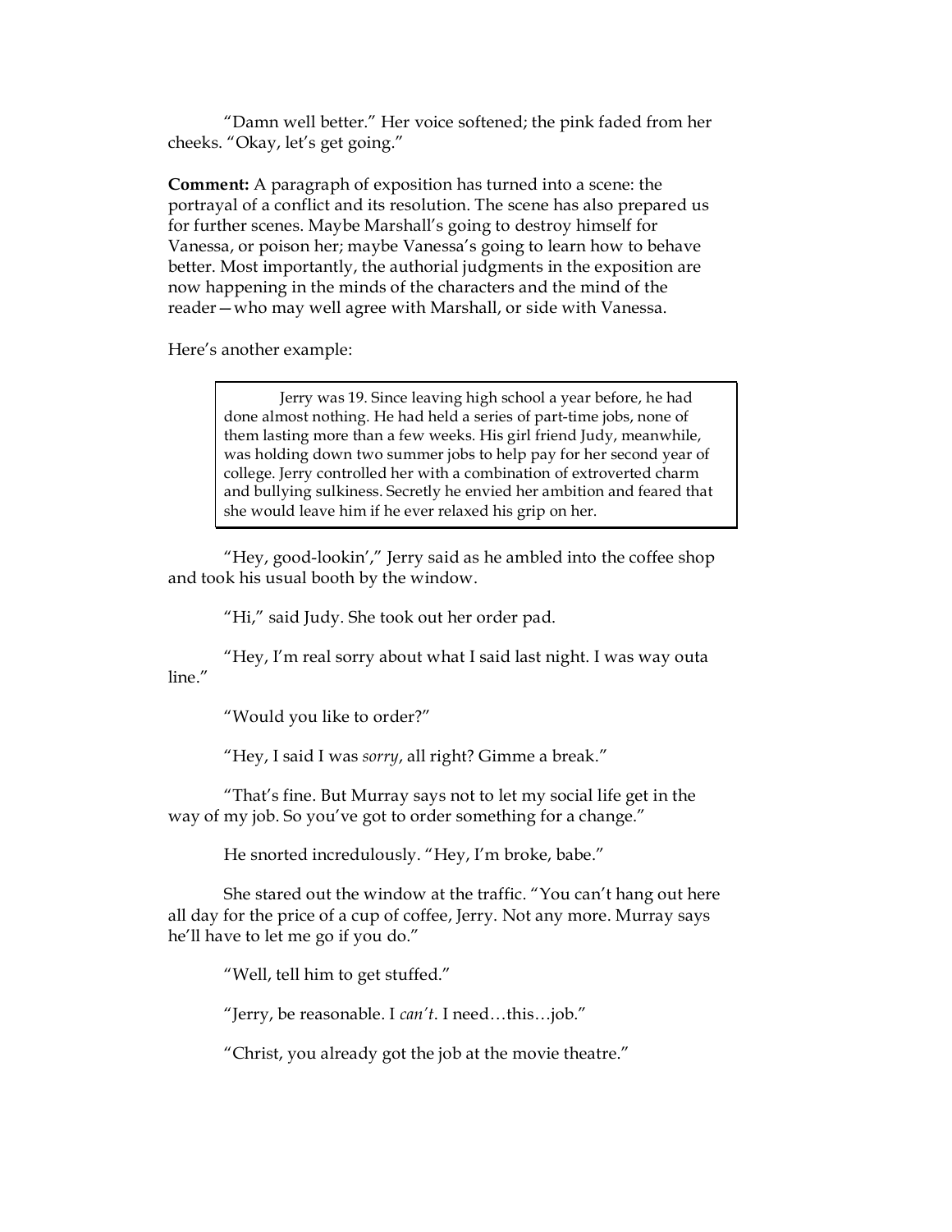"Damn well better." Her voice softened; the pink faded from her cheeks. "Okay, let's get going."

**Comment:** A paragraph of exposition has turned into a scene: the portrayal of a conflict and its resolution. The scene has also prepared us for further scenes. Maybe Marshall's going to destroy himself for Vanessa, or poison her; maybe Vanessa's going to learn how to behave better. Most importantly, the authorial judgments in the exposition are now happening in the minds of the characters and the mind of the reader—who may well agree with Marshall, or side with Vanessa.

Here's another example:

> Jerry was 19. Since leaving high school a year before, he had done almost nothing. He had held a series of part-time jobs, none of them lasting more than a few weeks. His girl friend Judy, meanwhile, was holding down two summer jobs to help pay for her second year of college. Jerry controlled her with a combination of extroverted charm and bullying sulkiness. Secretly he envied her ambition and feared that she would leave him if he ever relaxed his grip on her.

"Hey, good-lookin'," Jerry said as he ambled into the coffee shop and took his usual booth by the window.

"Hi," said Judy. She took out her order pad.

"Hey, I'm real sorry about what I said last night. I was way outa line."

"Would you like to order?"

"Hey, I said I was *sorry*, all right? Gimme a break."

"That's fine. But Murray says not to let my social life get in the way of my job. So you've got to order something for a change."

He snorted incredulously. "Hey, I'm broke, babe."

She stared out the window at the traffic. "You can't hang out here all day for the price of a cup of coffee, Jerry. Not any more. Murray says he'll have to let me go if you do."

"Well, tell him to get stuffed."

"Jerry, be reasonable. I *can't*. I need…this…job."

"Christ, you already got the job at the movie theatre."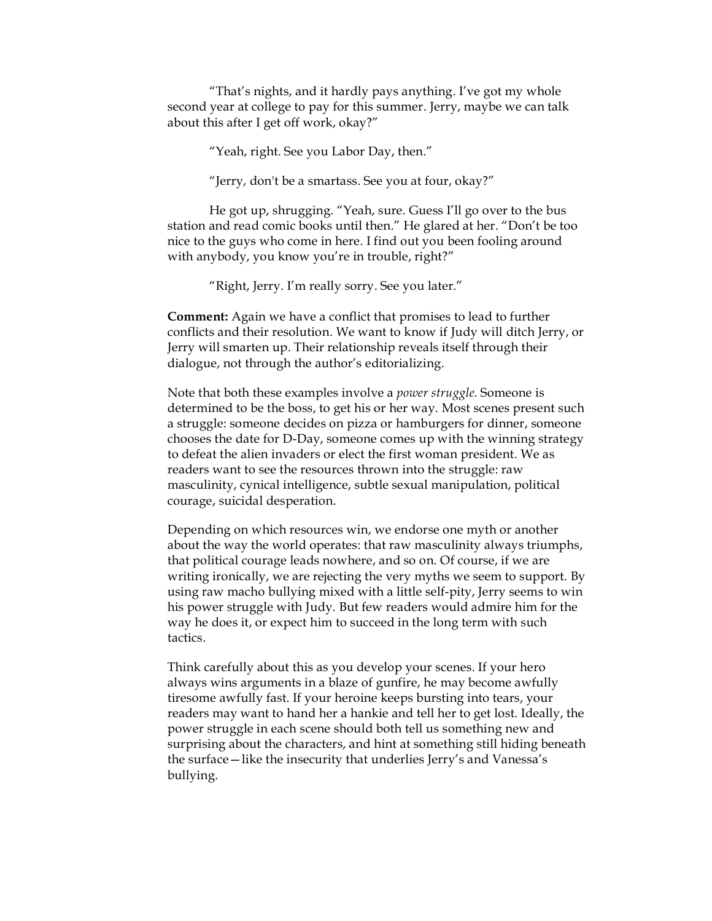"That's nights, and it hardly pays anything. I've got my whole second year at college to pay for this summer. Jerry, maybe we can talk about this after I get off work, okay?"

"Yeah, right. See you Labor Day, then."

"Jerry, don't be a smartass. See you at four, okay?"

He got up, shrugging. "Yeah, sure. Guess I'll go over to the bus station and read comic books until then." He glared at her. "Don't be too nice to the guys who come in here. I find out you been fooling around with anybody, you know you're in trouble, right?"

"Right, Jerry. I'm really sorry. See you later."

**Comment:** Again we have a conflict that promises to lead to further conflicts and their resolution. We want to know if Judy will ditch Jerry, or Jerry will smarten up. Their relationship reveals itself through their dialogue, not through the author's editorializing.

Note that both these examples involve a *power struggle.* Someone is determined to be the boss, to get his or her way. Most scenes present such a struggle: someone decides on pizza or hamburgers for dinner, someone chooses the date for D-Day, someone comes up with the winning strategy to defeat the alien invaders or elect the first woman president. We as readers want to see the resources thrown into the struggle: raw masculinity, cynical intelligence, subtle sexual manipulation, political courage, suicidal desperation.

Depending on which resources win, we endorse one myth or another about the way the world operates: that raw masculinity always triumphs, that political courage leads nowhere, and so on. Of course, if we are writing ironically, we are rejecting the very myths we seem to support. By using raw macho bullying mixed with a little self-pity, Jerry seems to win his power struggle with Judy. But few readers would admire him for the way he does it, or expect him to succeed in the long term with such tactics.

Think carefully about this as you develop your scenes. If your hero always wins arguments in a blaze of gunfire, he may become awfully tiresome awfully fast. If your heroine keeps bursting into tears, your readers may want to hand her a hankie and tell her to get lost. Ideally, the power struggle in each scene should both tell us something new and surprising about the characters, and hint at something still hiding beneath the surface—like the insecurity that underlies Jerry's and Vanessa's bullying.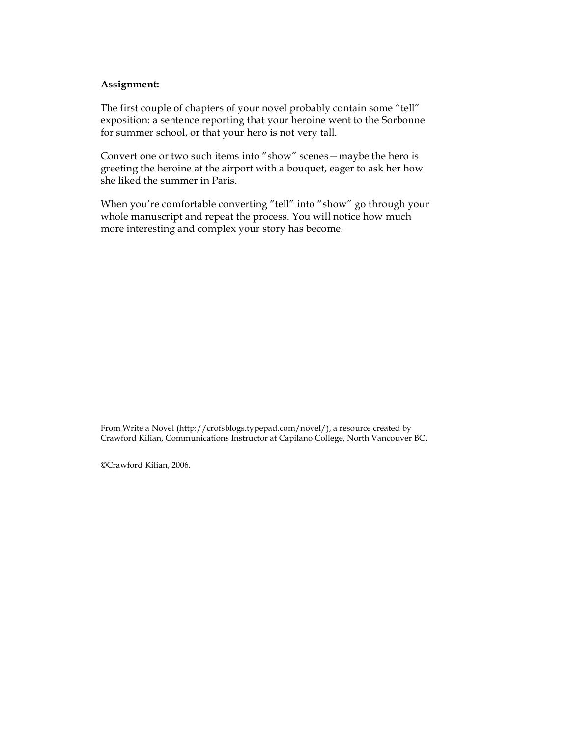**Assignment:**

The first couple of chapters of your novel probably contain some “tell” exposition: a sentence reporting that your heroine went to the Sorbonne for summer school, or that your hero is not very tall.

Convert one or two such items into “show” scenes—maybe the hero is greeting the heroine at the airport with a bouquet, eager to ask her how she liked the summer in Paris.

When you’re comfortable converting “tell” into “show” go through your whole manuscript and repeat the process. You will notice how much more interesting and complex your story has become.

From Write a Novel (http://crofsblogs.typepad.com/novel/), a resource created by Crawford Kilian, Communications Instructor at Capilano College, North Vancouver BC.

©Crawford Kilian, 2006.